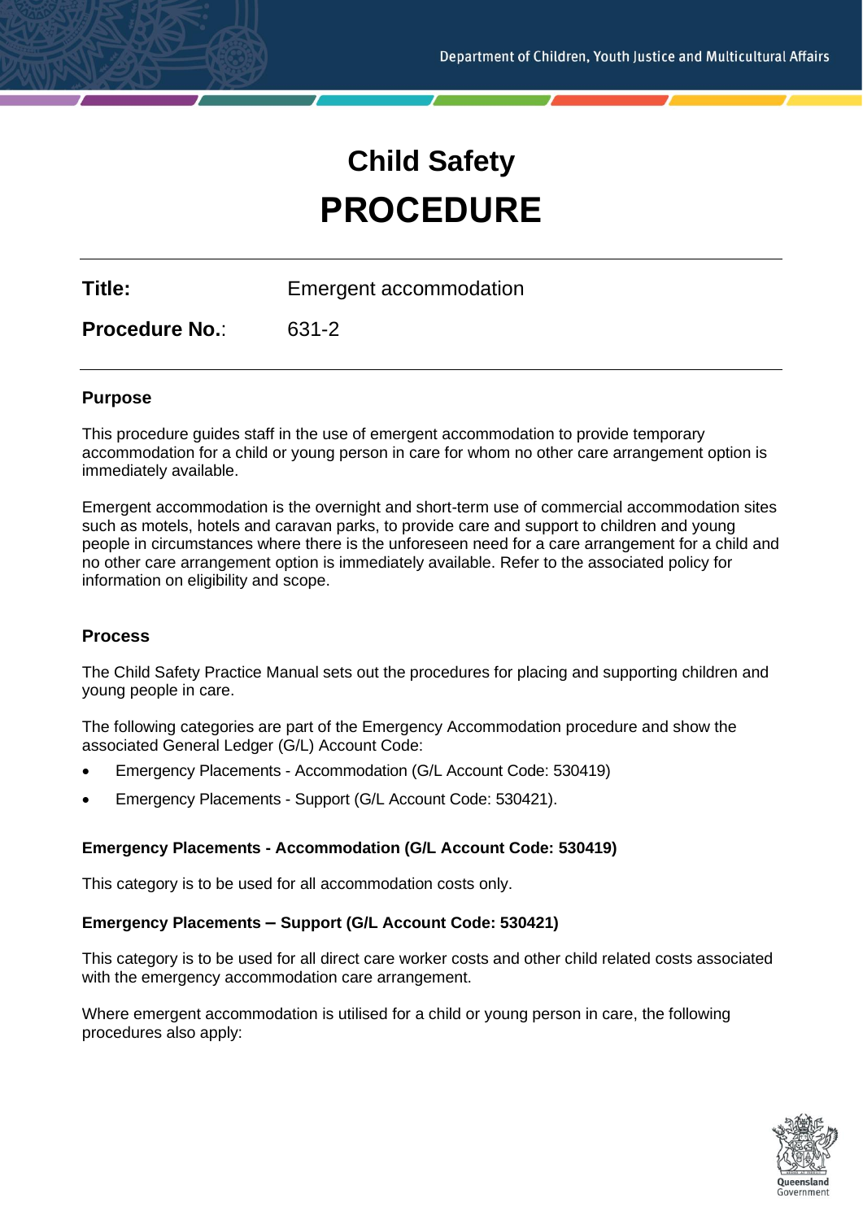Department of Children, Youth Justice and Multicultural Affairs

# Child Safety
# PROCEDURE

| | |
|---|---|
| **Title:** | Emergent accommodation |
| **Procedure No.**: | 631-2 |

## Purpose

This procedure guides staff in the use of emergent accommodation to provide temporary accommodation for a child or young person in care for whom no other care arrangement option is immediately available.

Emergent accommodation is the overnight and short-term use of commercial accommodation sites such as motels, hotels and caravan parks, to provide care and support to children and young people in circumstances where there is the unforeseen need for a care arrangement for a child and no other care arrangement option is immediately available. Refer to the associated policy for information on eligibility and scope.

## Process

The Child Safety Practice Manual sets out the procedures for placing and supporting children and young people in care.

The following categories are part of the Emergency Accommodation procedure and show the associated General Ledger (G/L) Account Code:

- Emergency Placements - Accommodation (G/L Account Code: 530419)
- Emergency Placements - Support (G/L Account Code: 530421).

### Emergency Placements - Accommodation (G/L Account Code: 530419)

This category is to be used for all accommodation costs only.

### Emergency Placements – Support (G/L Account Code: 530421)

This category is to be used for all direct care worker costs and other child related costs associated with the emergency accommodation care arrangement.

Where emergent accommodation is utilised for a child or young person in care, the following procedures also apply: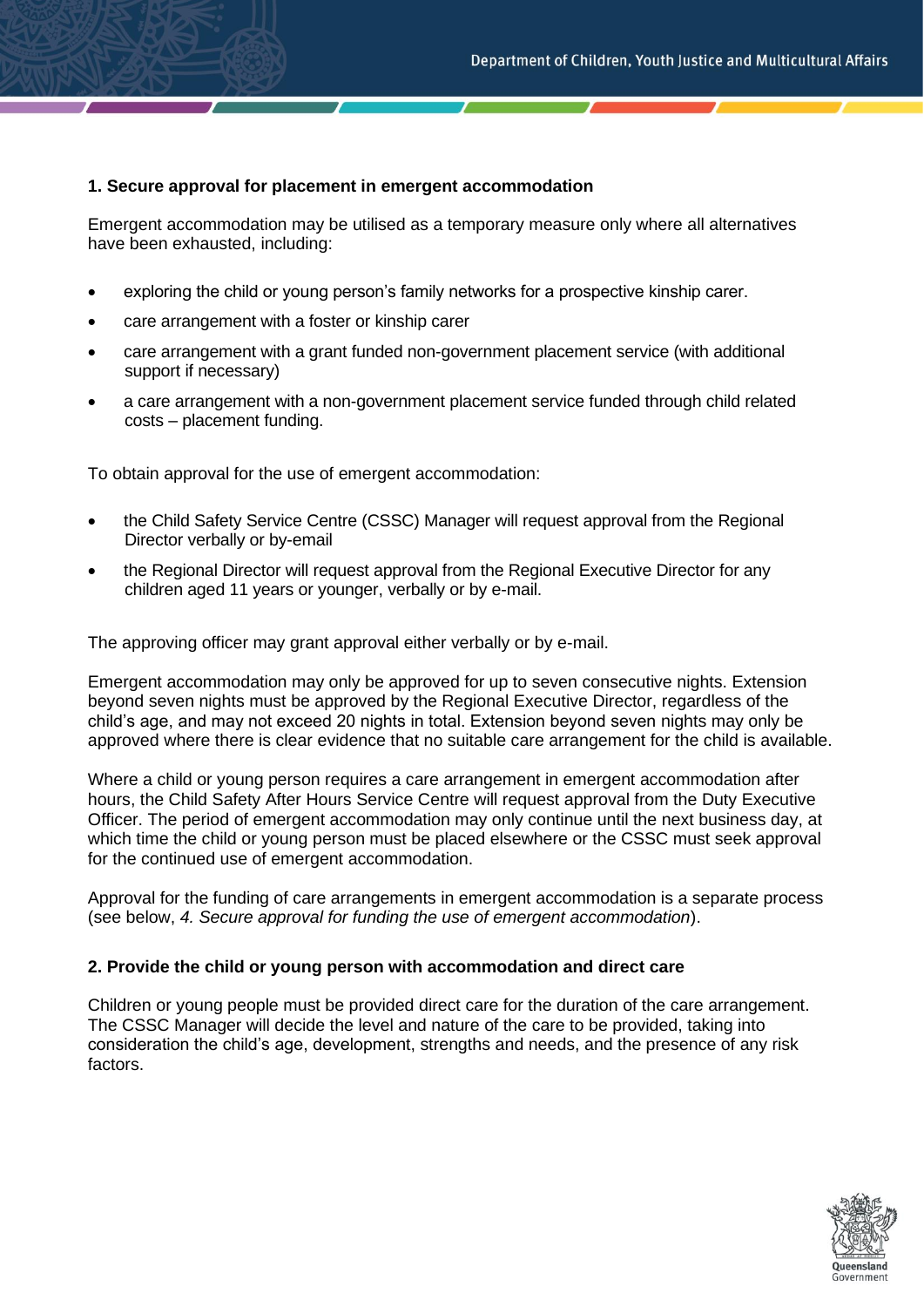### 1. Secure approval for placement in emergent accommodation

Emergent accommodation may be utilised as a temporary measure only where all alternatives have been exhausted, including:

- exploring the child or young person's family networks for a prospective kinship carer.
- care arrangement with a foster or kinship carer
- care arrangement with a grant funded non-government placement service (with additional support if necessary)
- a care arrangement with a non-government placement service funded through child related costs – placement funding.

To obtain approval for the use of emergent accommodation:

- the Child Safety Service Centre (CSSC) Manager will request approval from the Regional Director verbally or by-email
- the Regional Director will request approval from the Regional Executive Director for any children aged 11 years or younger, verbally or by e-mail.

The approving officer may grant approval either verbally or by e-mail.

Emergent accommodation may only be approved for up to seven consecutive nights. Extension beyond seven nights must be approved by the Regional Executive Director, regardless of the child's age, and may not exceed 20 nights in total. Extension beyond seven nights may only be approved where there is clear evidence that no suitable care arrangement for the child is available.

Where a child or young person requires a care arrangement in emergent accommodation after hours, the Child Safety After Hours Service Centre will request approval from the Duty Executive Officer. The period of emergent accommodation may only continue until the next business day, at which time the child or young person must be placed elsewhere or the CSSC must seek approval for the continued use of emergent accommodation.

Approval for the funding of care arrangements in emergent accommodation is a separate process (see below, *4. Secure approval for funding the use of emergent accommodation*).

### 2. Provide the child or young person with accommodation and direct care

Children or young people must be provided direct care for the duration of the care arrangement. The CSSC Manager will decide the level and nature of the care to be provided, taking into consideration the child's age, development, strengths and needs, and the presence of any risk factors.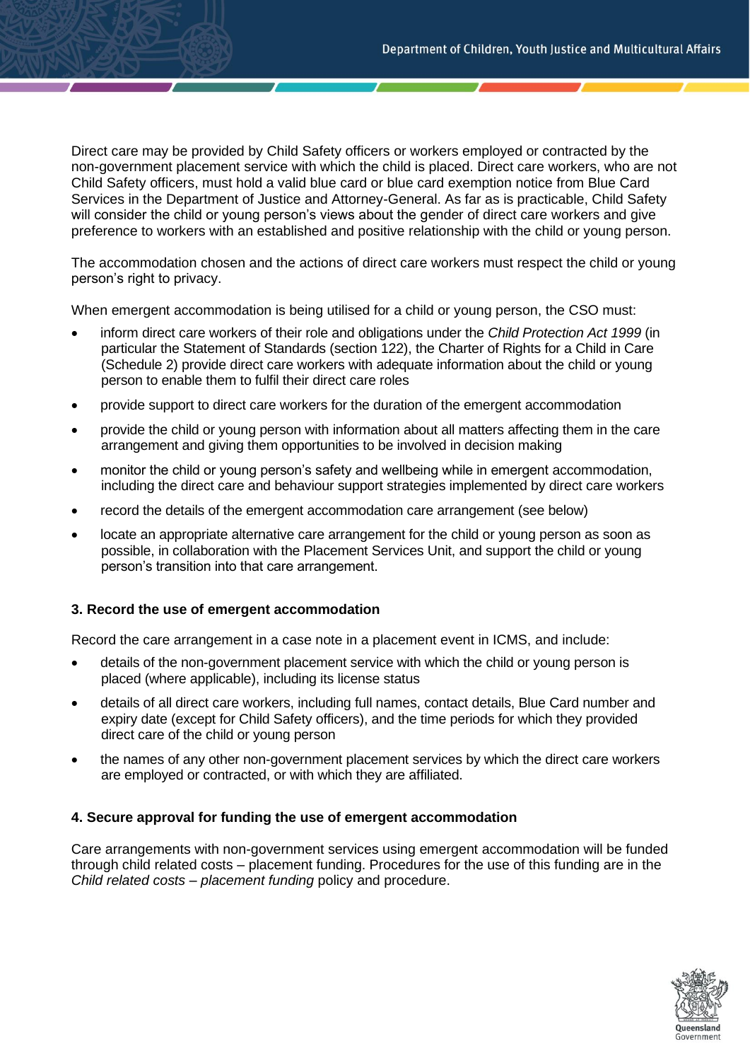Direct care may be provided by Child Safety officers or workers employed or contracted by the non-government placement service with which the child is placed. Direct care workers, who are not Child Safety officers, must hold a valid blue card or blue card exemption notice from Blue Card Services in the Department of Justice and Attorney-General. As far as is practicable, Child Safety will consider the child or young person's views about the gender of direct care workers and give preference to workers with an established and positive relationship with the child or young person.

The accommodation chosen and the actions of direct care workers must respect the child or young person's right to privacy.

When emergent accommodation is being utilised for a child or young person, the CSO must:

- inform direct care workers of their role and obligations under the *Child Protection Act 1999* (in particular the Statement of Standards (section 122), the Charter of Rights for a Child in Care (Schedule 2) provide direct care workers with adequate information about the child or young person to enable them to fulfil their direct care roles
- provide support to direct care workers for the duration of the emergent accommodation
- provide the child or young person with information about all matters affecting them in the care arrangement and giving them opportunities to be involved in decision making
- monitor the child or young person's safety and wellbeing while in emergent accommodation, including the direct care and behaviour support strategies implemented by direct care workers
- record the details of the emergent accommodation care arrangement (see below)
- locate an appropriate alternative care arrangement for the child or young person as soon as possible, in collaboration with the Placement Services Unit, and support the child or young person's transition into that care arrangement.

#### 3. Record the use of emergent accommodation

Record the care arrangement in a case note in a placement event in ICMS, and include:

- details of the non-government placement service with which the child or young person is placed (where applicable), including its license status
- details of all direct care workers, including full names, contact details, Blue Card number and expiry date (except for Child Safety officers), and the time periods for which they provided direct care of the child or young person
- the names of any other non-government placement services by which the direct care workers are employed or contracted, or with which they are affiliated.

#### 4. Secure approval for funding the use of emergent accommodation

Care arrangements with non-government services using emergent accommodation will be funded through child related costs – placement funding. Procedures for the use of this funding are in the *Child related costs – placement funding* policy and procedure.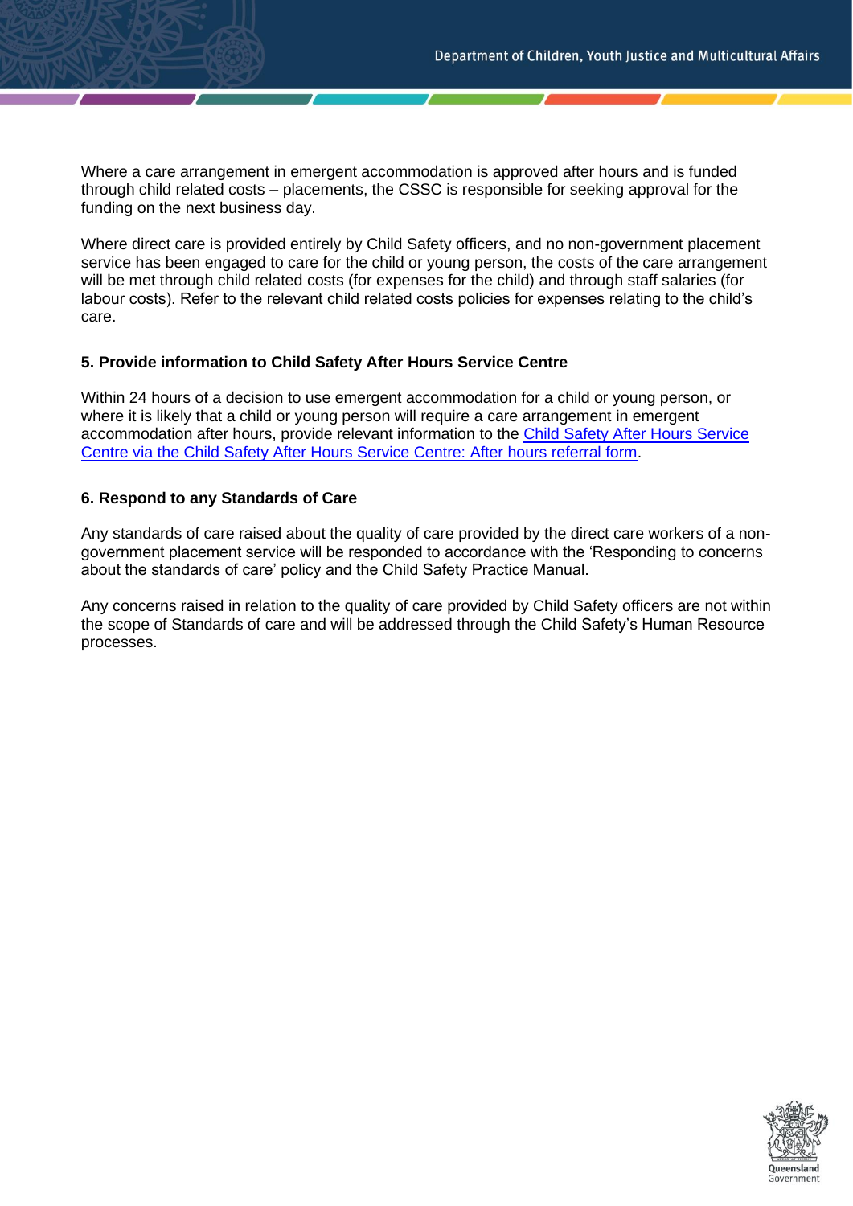Where a care arrangement in emergent accommodation is approved after hours and is funded through child related costs – placements, the CSSC is responsible for seeking approval for the funding on the next business day.

Where direct care is provided entirely by Child Safety officers, and no non-government placement service has been engaged to care for the child or young person, the costs of the care arrangement will be met through child related costs (for expenses for the child) and through staff salaries (for labour costs). Refer to the relevant child related costs policies for expenses relating to the child's care.

**5. Provide information to Child Safety After Hours Service Centre**

Within 24 hours of a decision to use emergent accommodation for a child or young person, or where it is likely that a child or young person will require a care arrangement in emergent accommodation after hours, provide relevant information to the Child Safety After Hours Service Centre via the Child Safety After Hours Service Centre: After hours referral form.

**6. Respond to any Standards of Care**

Any standards of care raised about the quality of care provided by the direct care workers of a non-government placement service will be responded to accordance with the 'Responding to concerns about the standards of care' policy and the Child Safety Practice Manual.

Any concerns raised in relation to the quality of care provided by Child Safety officers are not within the scope of Standards of care and will be addressed through the Child Safety's Human Resource processes.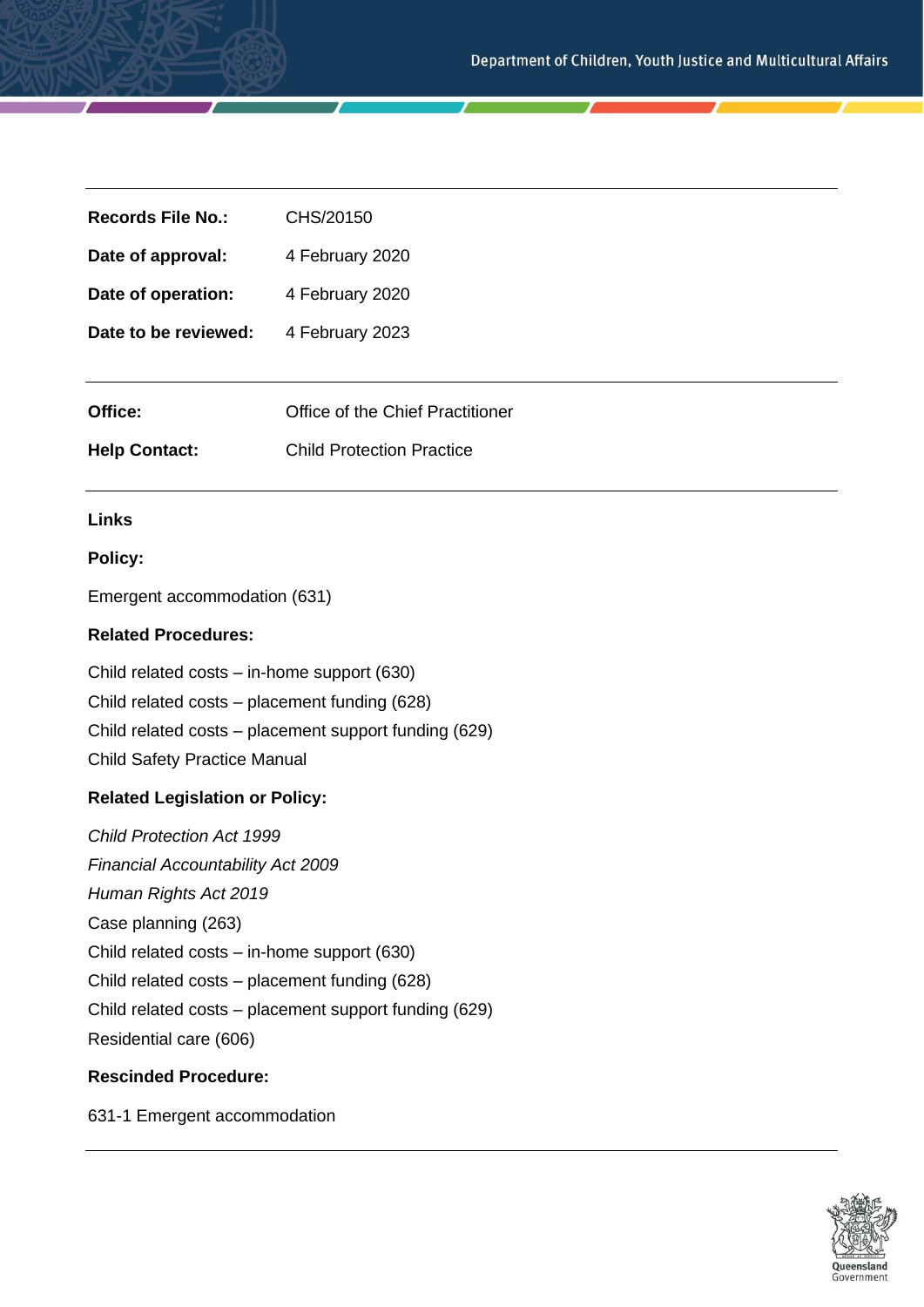| | |
|---|---|
| **Records File No.:** | CHS/20150 |
| **Date of approval:** | 4 February 2020 |
| **Date of operation:** | 4 February 2020 |
| **Date to be reviewed:** | 4 February 2023 |

| | |
|---|---|
| **Office:** | Office of the Chief Practitioner |
| **Help Contact:** | Child Protection Practice |

**Links**

**Policy:**

Emergent accommodation (631)

**Related Procedures:**

Child related costs – in-home support (630)
Child related costs – placement funding (628)
Child related costs – placement support funding (629)
Child Safety Practice Manual

**Related Legislation or Policy:**

*Child Protection Act 1999*
*Financial Accountability Act 2009*
*Human Rights Act 2019*
Case planning (263)
Child related costs – in-home support (630)
Child related costs – placement funding (628)
Child related costs – placement support funding (629)
Residential care (606)

**Rescinded Procedure:**

631-1 Emergent accommodation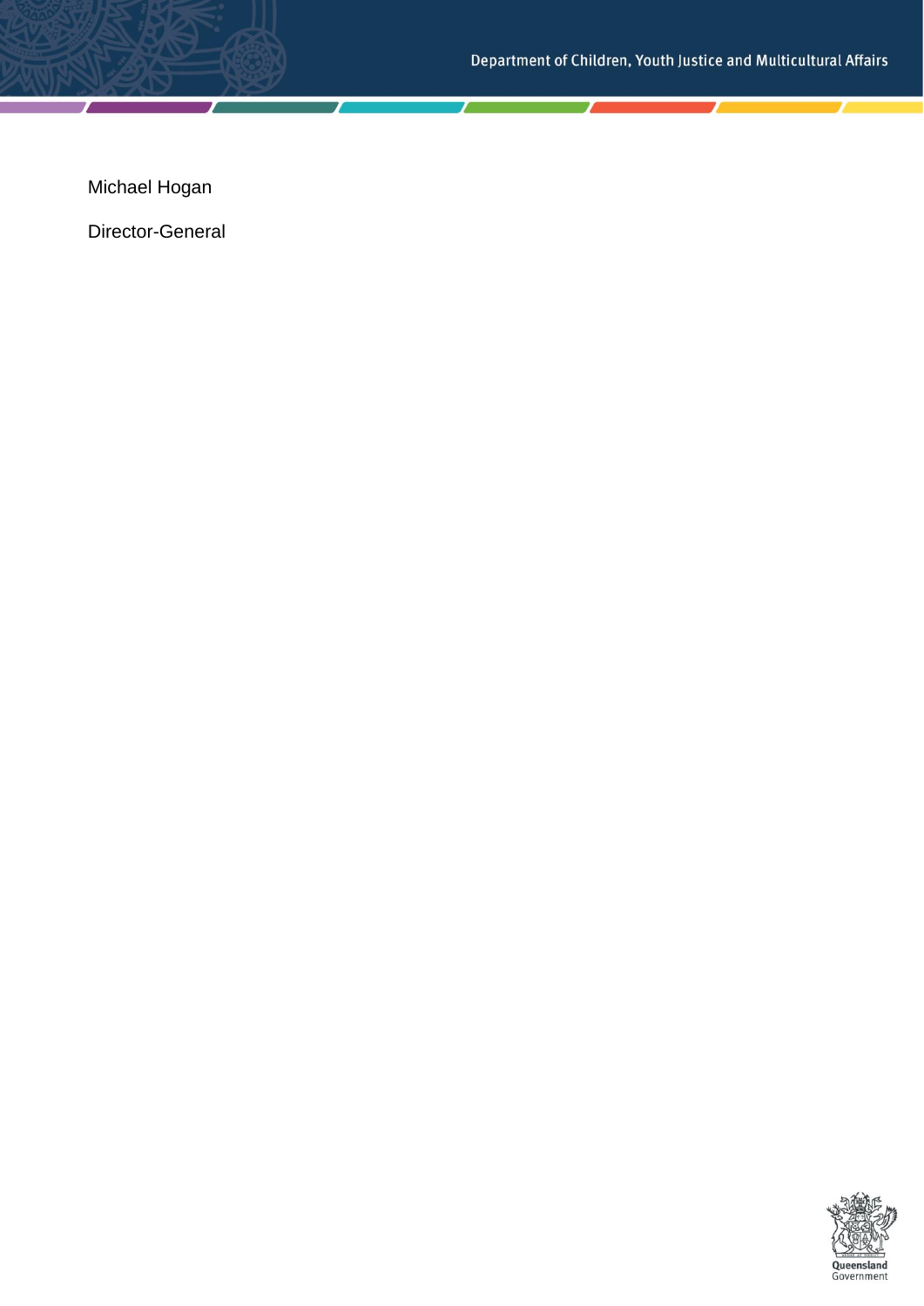Michael Hogan

Director-General